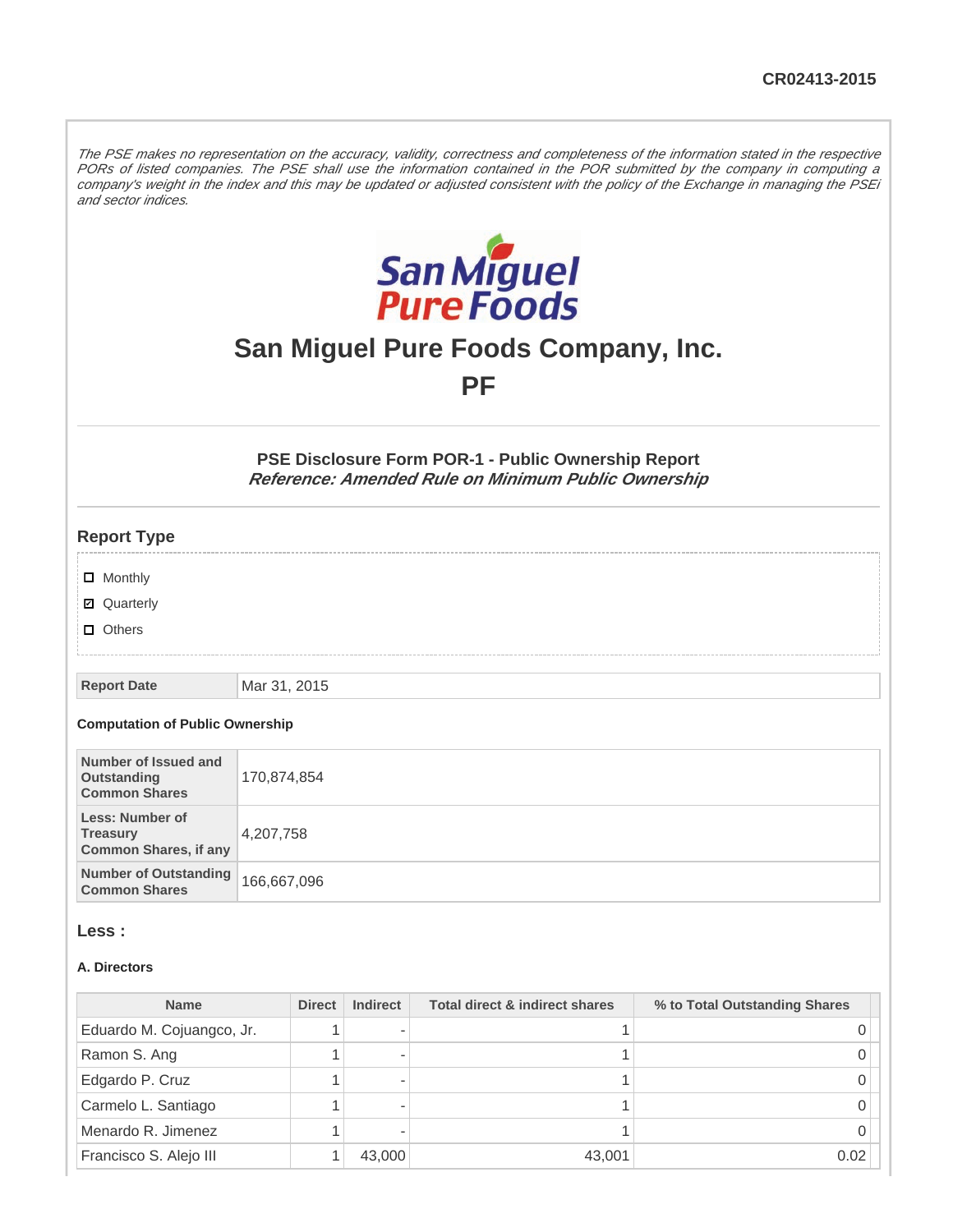CR02413-2015

*The PSE makes no representation on the accuracy, validity, correctness and completeness of the information stated in the respective PORs of listed companies. The PSE shall use the information contained in the POR submitted by the company in computing a company's weight in the index and this may be updated or adjusted consistent with the policy of the Exchange in managing the PSEi and sector indices.*

# San Miguel Pure Foods Company, Inc.

# PF

### PSE Disclosure Form POR-1 - Public Ownership Report

***Reference: Amended Rule on Minimum Public Ownership***

## Report Type

- ☐ Monthly
- ☑ Quarterly
- ☐ Others

| Report Date | Mar 31, 2015 |
|---|---|

**Computation of Public Ownership**

| | |
|---|---|
| **Number of Issued and Outstanding Common Shares** | 170,874,854 |
| **Less: Number of Treasury Common Shares, if any** | 4,207,758 |
| **Number of Outstanding Common Shares** | 166,667,096 |

## Less :

**A. Directors**

| Name | Direct | Indirect | Total direct & indirect shares | % to Total Outstanding Shares |
|---|---|---|---|---|
| Eduardo M. Cojuangco, Jr. | 1 | - | 1 | 0 |
| Ramon S. Ang | 1 | - | 1 | 0 |
| Edgardo P. Cruz | 1 | - | 1 | 0 |
| Carmelo L. Santiago | 1 | - | 1 | 0 |
| Menardo R. Jimenez | 1 | - | 1 | 0 |
| Francisco S. Alejo III | 1 | 43,000 | 43,001 | 0.02 |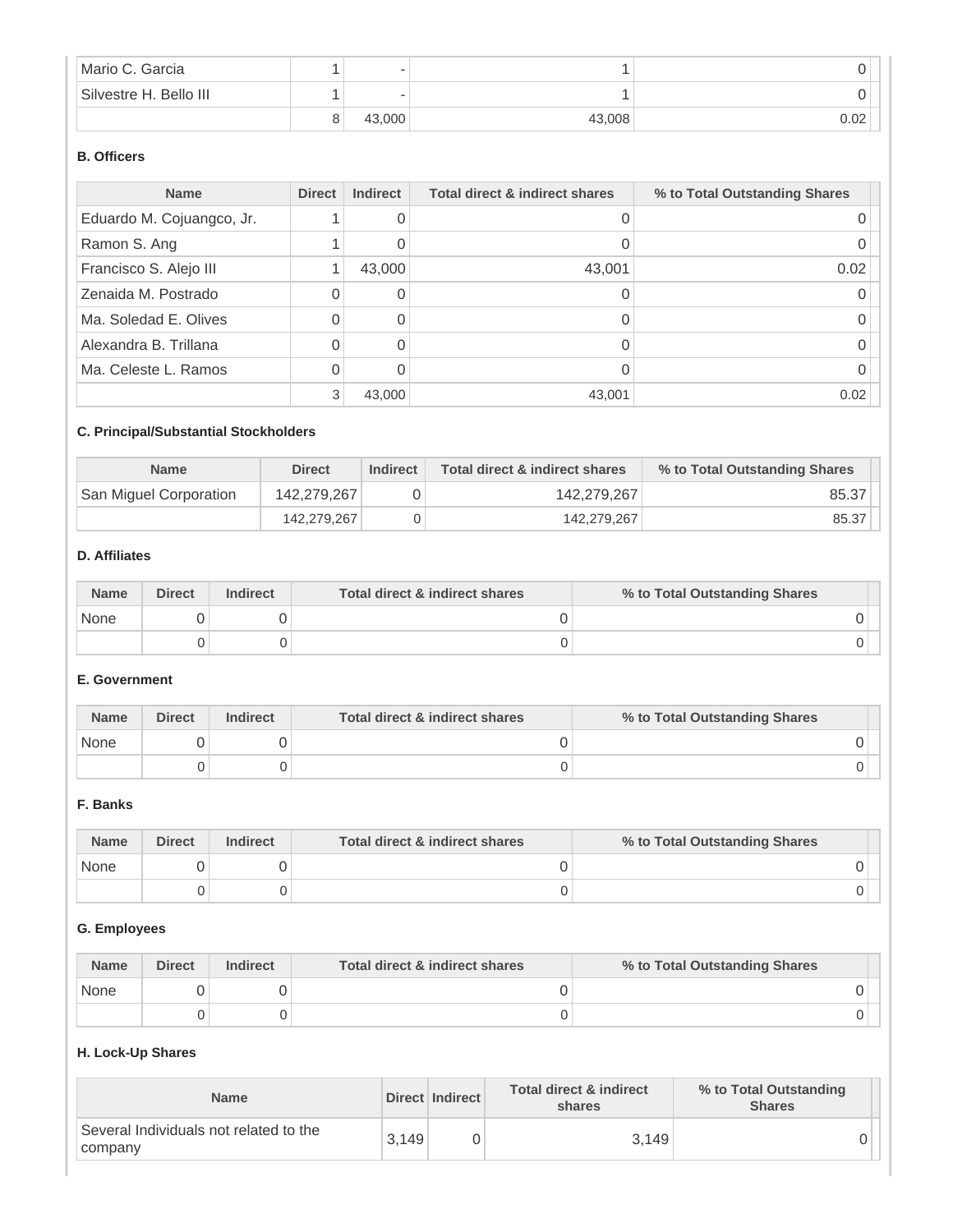| | | | | |
|---|---|---|---|---|
| Mario C. Garcia | 1 | - | 1 | 0 |
| Silvestre H. Bello III | 1 | - | 1 | 0 |
| | 8 | 43,000 | 43,008 | 0.02 |

**B. Officers**

| Name | Direct | Indirect | Total direct & indirect shares | % to Total Outstanding Shares |
|---|---|---|---|---|
| Eduardo M. Cojuangco, Jr. | 1 | 0 | 0 | 0 |
| Ramon S. Ang | 1 | 0 | 0 | 0 |
| Francisco S. Alejo III | 1 | 43,000 | 43,001 | 0.02 |
| Zenaida M. Postrado | 0 | 0 | 0 | 0 |
| Ma. Soledad E. Olives | 0 | 0 | 0 | 0 |
| Alexandra B. Trillana | 0 | 0 | 0 | 0 |
| Ma. Celeste L. Ramos | 0 | 0 | 0 | 0 |
| | 3 | 43,000 | 43,001 | 0.02 |

**C. Principal/Substantial Stockholders**

| Name | Direct | Indirect | Total direct & indirect shares | % to Total Outstanding Shares |
|---|---|---|---|---|
| San Miguel Corporation | 142,279,267 | 0 | 142,279,267 | 85.37 |
| | 142,279,267 | 0 | 142,279,267 | 85.37 |

**D. Affiliates**

| Name | Direct | Indirect | Total direct & indirect shares | % to Total Outstanding Shares |
|---|---|---|---|---|
| None | 0 | 0 | 0 | 0 |
| | 0 | 0 | 0 | 0 |

**E. Government**

| Name | Direct | Indirect | Total direct & indirect shares | % to Total Outstanding Shares |
|---|---|---|---|---|
| None | 0 | 0 | 0 | 0 |
| | 0 | 0 | 0 | 0 |

**F. Banks**

| Name | Direct | Indirect | Total direct & indirect shares | % to Total Outstanding Shares |
|---|---|---|---|---|
| None | 0 | 0 | 0 | 0 |
| | 0 | 0 | 0 | 0 |

**G. Employees**

| Name | Direct | Indirect | Total direct & indirect shares | % to Total Outstanding Shares |
|---|---|---|---|---|
| None | 0 | 0 | 0 | 0 |
| | 0 | 0 | 0 | 0 |

**H. Lock-Up Shares**

| Name | Direct | Indirect | Total direct & indirect shares | % to Total Outstanding Shares |
|---|---|---|---|---|
| Several Individuals not related to the company | 3,149 | 0 | 3,149 | 0 |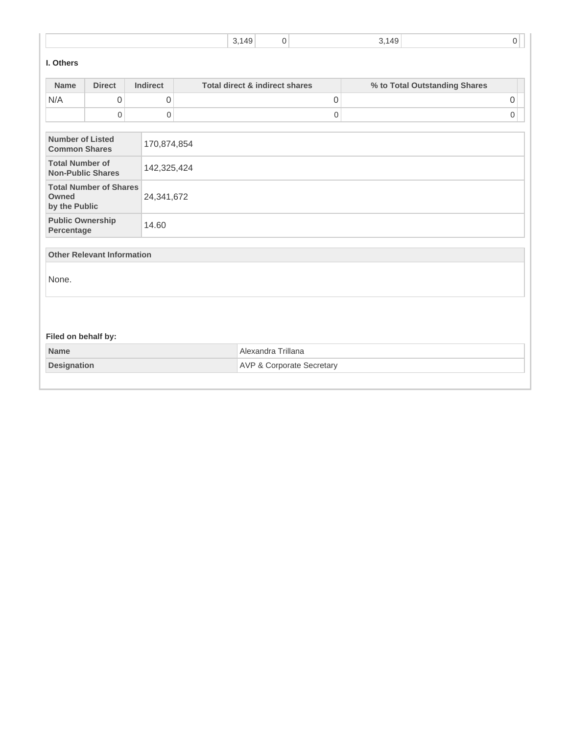| | | | | |
|---|---|---|---|---|
| | 3,149 | 0 | 3,149 | 0 |

**I. Others**

| Name | Direct | Indirect | Total direct & indirect shares | % to Total Outstanding Shares |
|---|---|---|---|---|
| N/A | 0 | 0 | 0 | 0 |
| | 0 | 0 | 0 | 0 |

| | |
|---|---|
| **Number of Listed Common Shares** | 170,874,854 |
| **Total Number of Non-Public Shares** | 142,325,424 |
| **Total Number of Shares Owned by the Public** | 24,341,672 |
| **Public Ownership Percentage** | 14.60 |

| Other Relevant Information |
|---|
| None. |

**Filed on behalf by:**

| | |
|---|---|
| **Name** | Alexandra Trillana |
| **Designation** | AVP & Corporate Secretary |